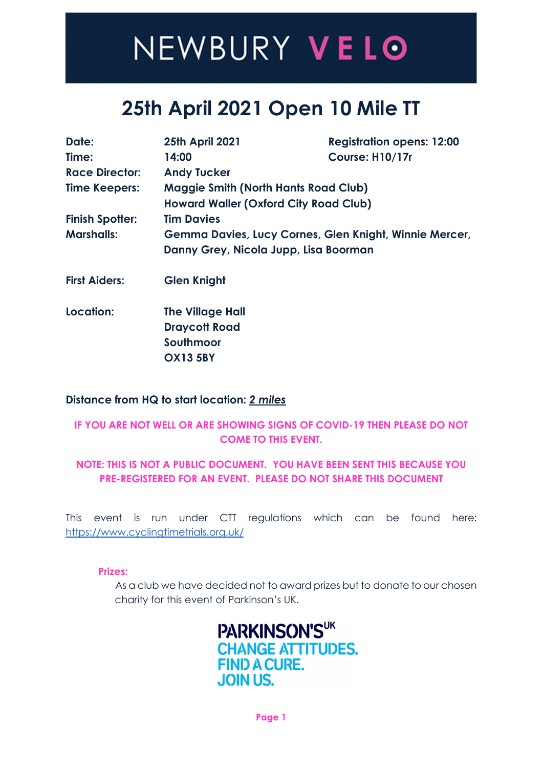# NEWBURY VELO

## 25th April 2021 Open 10 Mile TT

| | | |
|---|---|---|
| **Date:** | **25th April 2021** | **Registration opens: 12:00** |
| **Time:** | **14:00** | **Course: H10/17r** |
| **Race Director:** | **Andy Tucker** | |
| **Time Keepers:** | **Maggie Smith (North Hants Road Club)** | |
| | **Howard Waller (Oxford City Road Club)** | |
| **Finish Spotter:** | **Tim Davies** | |
| **Marshalls:** | **Gemma Davies, Lucy Cornes, Glen Knight, Winnie Mercer, Danny Grey, Nicola Jupp, Lisa Boorman** | |
| **First Aiders:** | **Glen Knight** | |
| **Location:** | **The Village Hall**<br>**Draycott Road**<br>**Southmoor**<br>**OX13 5BY** | |

**Distance from HQ to start location: *2 miles***

**IF YOU ARE NOT WELL OR ARE SHOWING SIGNS OF COVID-19 THEN PLEASE DO NOT COME TO THIS EVENT.**

**NOTE: THIS IS NOT A PUBLIC DOCUMENT. YOU HAVE BEEN SENT THIS BECAUSE YOU PRE-REGISTERED FOR AN EVENT. PLEASE DO NOT SHARE THIS DOCUMENT**

This event is run under CTT regulations which can be found here: https://www.cyclingtimetrials.org.uk/

**Prizes:**

As a club we have decided not to award prizes but to donate to our chosen charity for this event of Parkinson's UK.

PARKINSON'S UK
CHANGE ATTITUDES.
FIND A CURE.
JOIN US.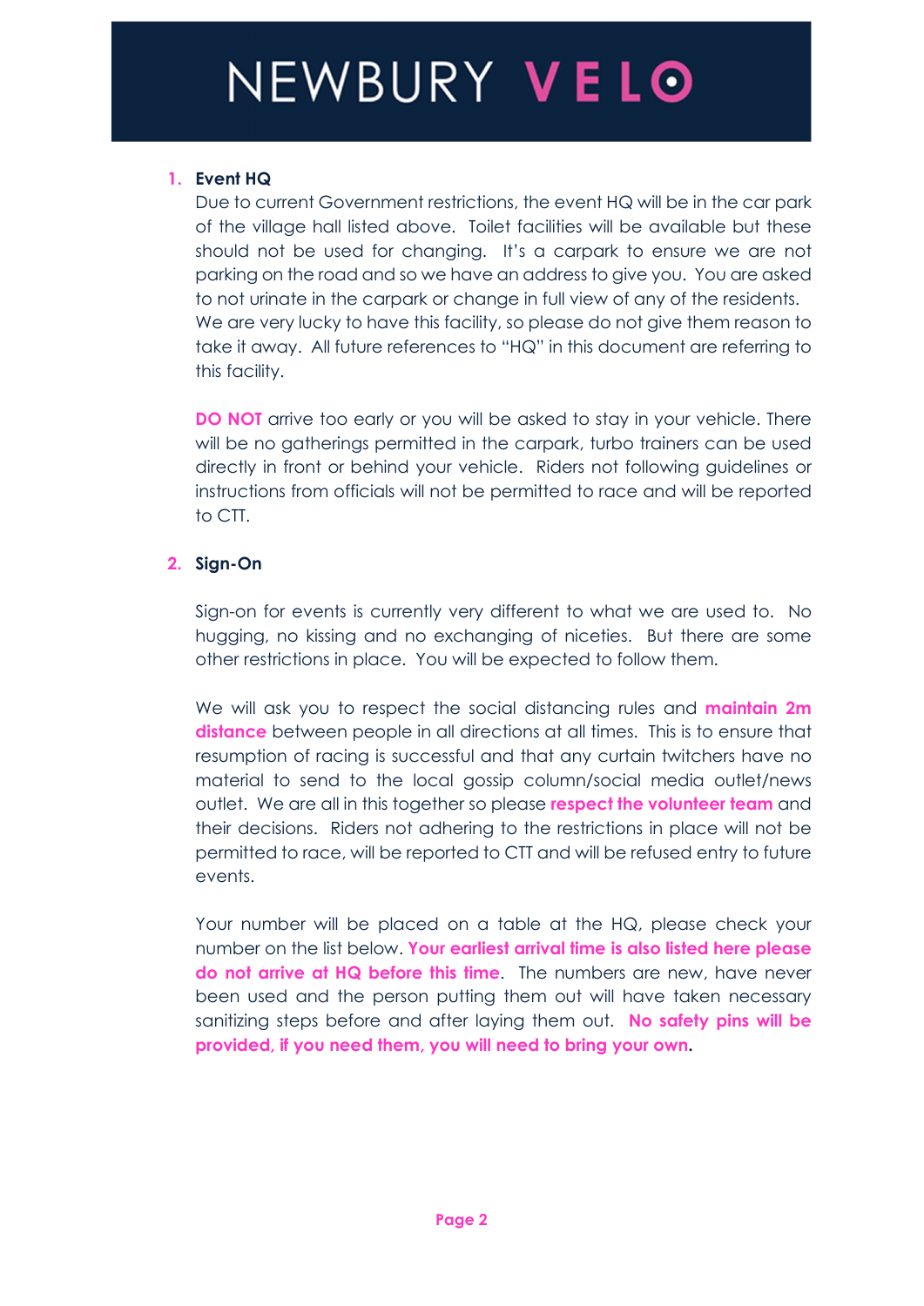# NEWBURY VELO

1. **Event HQ**

   Due to current Government restrictions, the event HQ will be in the car park of the village hall listed above. Toilet facilities will be available but these should not be used for changing. It's a carpark to ensure we are not parking on the road and so we have an address to give you. You are asked to not urinate in the carpark or change in full view of any of the residents. We are very lucky to have this facility, so please do not give them reason to take it away. All future references to "HQ" in this document are referring to this facility.

   **DO NOT** arrive too early or you will be asked to stay in your vehicle. There will be no gatherings permitted in the carpark, turbo trainers can be used directly in front or behind your vehicle. Riders not following guidelines or instructions from officials will not be permitted to race and will be reported to CTT.

2. **Sign-On**

   Sign-on for events is currently very different to what we are used to. No hugging, no kissing and no exchanging of niceties. But there are some other restrictions in place. You will be expected to follow them.

   We will ask you to respect the social distancing rules and **maintain 2m distance** between people in all directions at all times. This is to ensure that resumption of racing is successful and that any curtain twitchers have no material to send to the local gossip column/social media outlet/news outlet. We are all in this together so please **respect the volunteer team** and their decisions. Riders not adhering to the restrictions in place will not be permitted to race, will be reported to CTT and will be refused entry to future events.

   Your number will be placed on a table at the HQ, please check your number on the list below. **Your earliest arrival time is also listed here please do not arrive at HQ before this time**. The numbers are new, have never been used and the person putting them out will have taken necessary sanitizing steps before and after laying them out. **No safety pins will be provided, if you need them, you will need to bring your own**.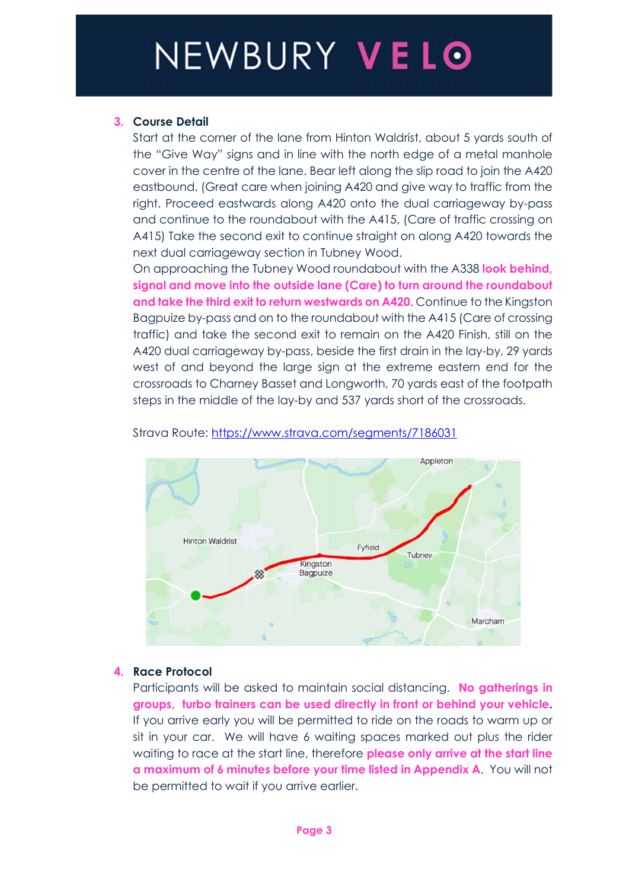## 3. Course Detail

Start at the corner of the lane from Hinton Waldrist, about 5 yards south of the "Give Way" signs and in line with the north edge of a metal manhole cover in the centre of the lane. Bear left along the slip road to join the A420 eastbound. (Great care when joining A420 and give way to traffic from the right. Proceed eastwards along A420 onto the dual carriageway by-pass and continue to the roundabout with the A415, (Care of traffic crossing on A415) Take the second exit to continue straight on along A420 towards the next dual carriageway section in Tubney Wood.

On approaching the Tubney Wood roundabout with the A338 **look behind, signal and move into the outside lane (Care) to turn around the roundabout and take the third exit to return westwards on A420**. Continue to the Kingston Bagpuize by-pass and on to the roundabout with the A415 (Care of crossing traffic) and take the second exit to remain on the A420 Finish, still on the A420 dual carriageway by-pass, beside the first drain in the lay-by, 29 yards west of and beyond the large sign at the extreme eastern end for the crossroads to Charney Basset and Longworth, 70 yards east of the footpath steps in the middle of the lay-by and 537 yards short of the crossroads.

Strava Route: [https://www.strava.com/segments/7186031](https://www.strava.com/segments/7186031)

## 4. Race Protocol

Participants will be asked to maintain social distancing. **No gatherings in groups, turbo trainers can be used directly in front or behind your vehicle**. If you arrive early you will be permitted to ride on the roads to warm up or sit in your car. We will have 6 waiting spaces marked out plus the rider waiting to race at the start line, therefore **please only arrive at the start line a maximum of 6 minutes before your time listed in Appendix A**. You will not be permitted to wait if you arrive earlier.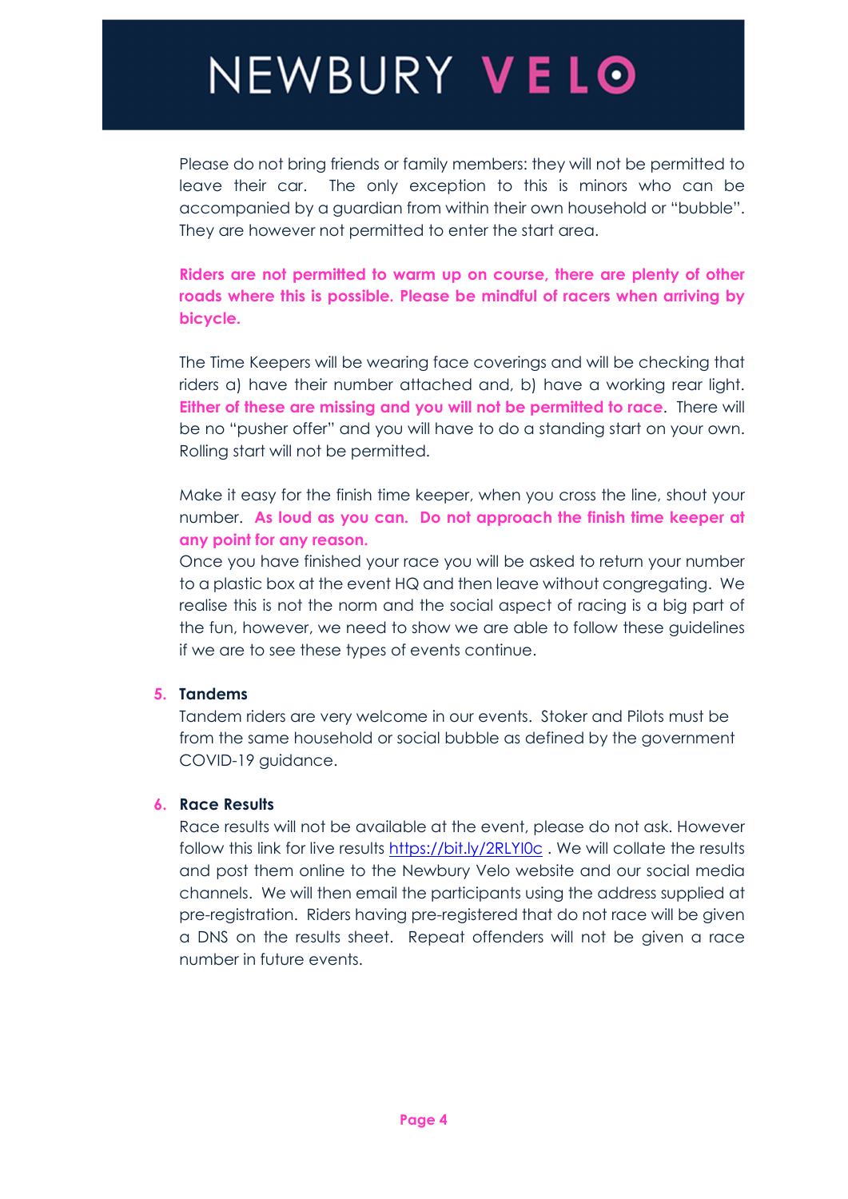Please do not bring friends or family members: they will not be permitted to leave their car. The only exception to this is minors who can be accompanied by a guardian from within their own household or "bubble". They are however not permitted to enter the start area.

**Riders are not permitted to warm up on course, there are plenty of other roads where this is possible. Please be mindful of racers when arriving by bicycle.**

The Time Keepers will be wearing face coverings and will be checking that riders a) have their number attached and, b) have a working rear light. **Either of these are missing and you will not be permitted to race**. There will be no "pusher offer" and you will have to do a standing start on your own. Rolling start will not be permitted.

Make it easy for the finish time keeper, when you cross the line, shout your number. **As loud as you can. Do not approach the finish time keeper at any point for any reason.**
Once you have finished your race you will be asked to return your number to a plastic box at the event HQ and then leave without congregating. We realise this is not the norm and the social aspect of racing is a big part of the fun, however, we need to show we are able to follow these guidelines if we are to see these types of events continue.

## 5. Tandems

Tandem riders are very welcome in our events. Stoker and Pilots must be from the same household or social bubble as defined by the government COVID-19 guidance.

## 6. Race Results

Race results will not be available at the event, please do not ask. However follow this link for live results https://bit.ly/2RLYl0c . We will collate the results and post them online to the Newbury Velo website and our social media channels. We will then email the participants using the address supplied at pre-registration. Riders having pre-registered that do not race will be given a DNS on the results sheet. Repeat offenders will not be given a race number in future events.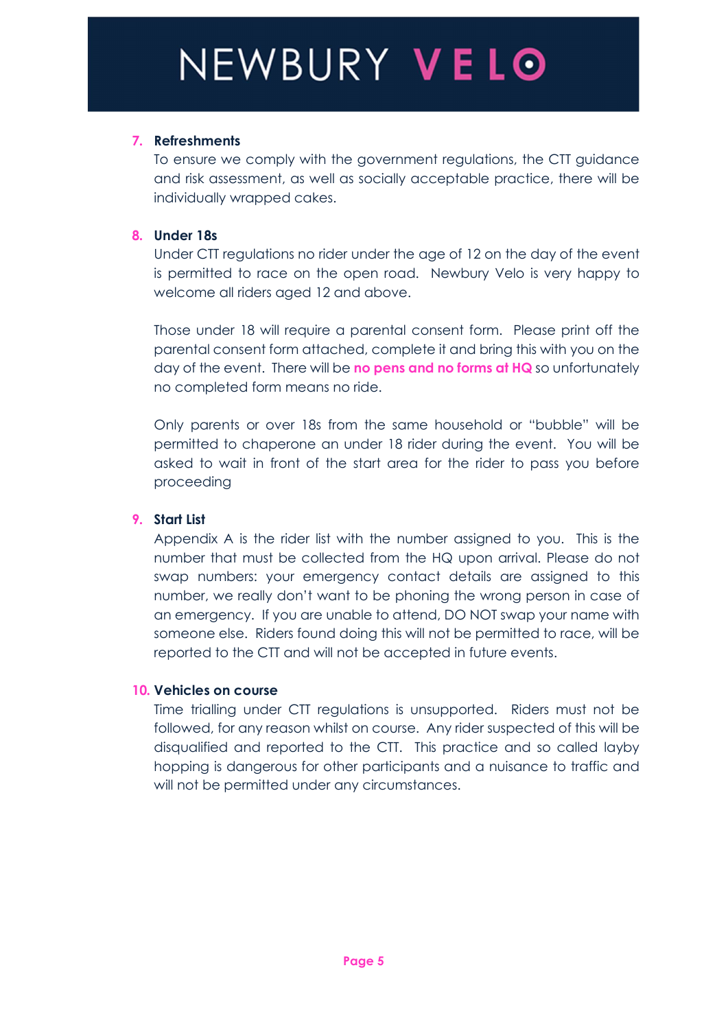### 7. Refreshments

To ensure we comply with the government regulations, the CTT guidance and risk assessment, as well as socially acceptable practice, there will be individually wrapped cakes.

### 8. Under 18s

Under CTT regulations no rider under the age of 12 on the day of the event is permitted to race on the open road. Newbury Velo is very happy to welcome all riders aged 12 and above.

Those under 18 will require a parental consent form. Please print off the parental consent form attached, complete it and bring this with you on the day of the event. There will be **no pens and no forms at HQ** so unfortunately no completed form means no ride.

Only parents or over 18s from the same household or "bubble" will be permitted to chaperone an under 18 rider during the event. You will be asked to wait in front of the start area for the rider to pass you before proceeding

### 9. Start List

Appendix A is the rider list with the number assigned to you. This is the number that must be collected from the HQ upon arrival. Please do not swap numbers: your emergency contact details are assigned to this number, we really don't want to be phoning the wrong person in case of an emergency. If you are unable to attend, DO NOT swap your name with someone else. Riders found doing this will not be permitted to race, will be reported to the CTT and will not be accepted in future events.

### 10. Vehicles on course

Time trialling under CTT regulations is unsupported. Riders must not be followed, for any reason whilst on course. Any rider suspected of this will be disqualified and reported to the CTT. This practice and so called layby hopping is dangerous for other participants and a nuisance to traffic and will not be permitted under any circumstances.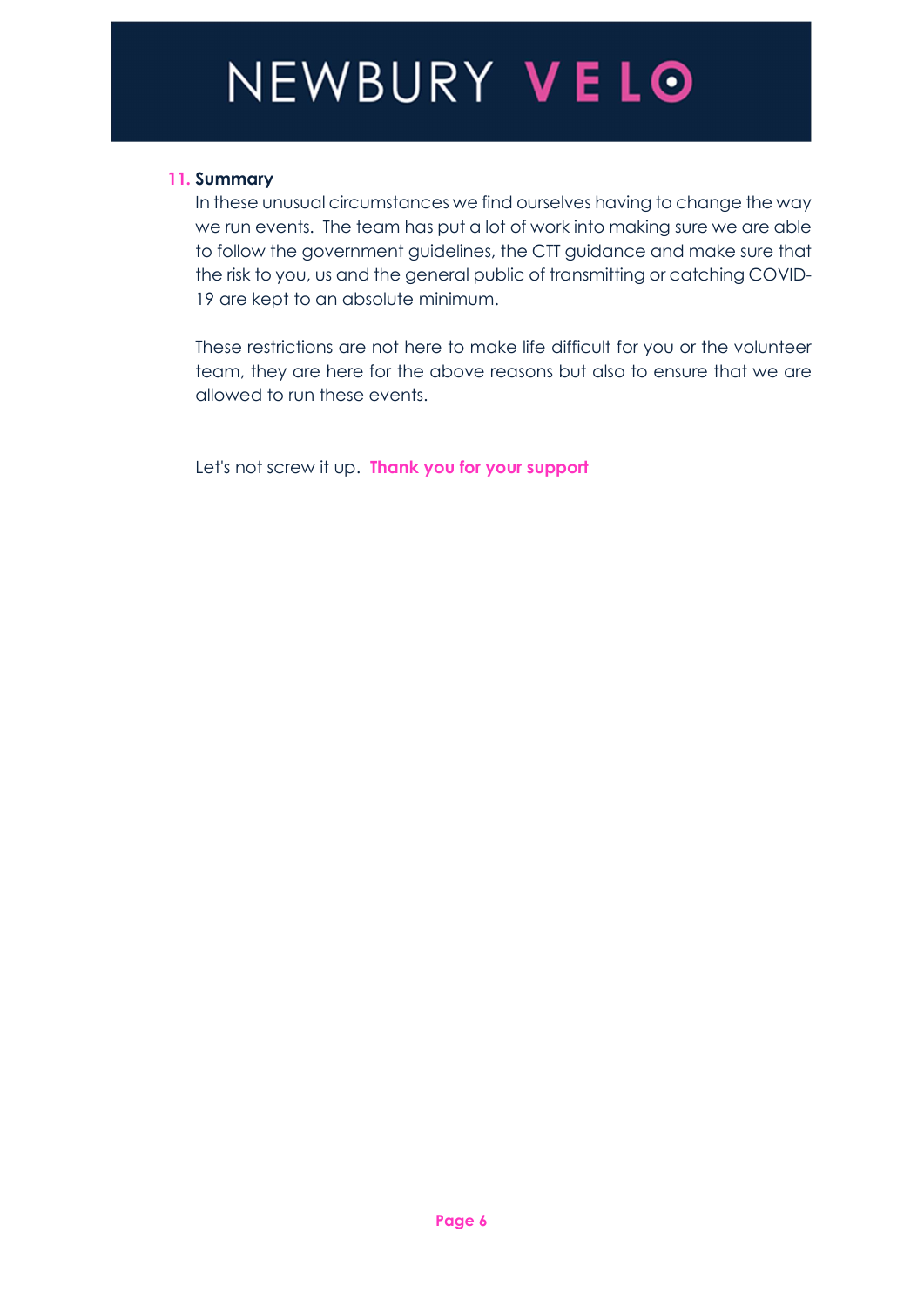## 11. Summary

In these unusual circumstances we find ourselves having to change the way we run events. The team has put a lot of work into making sure we are able to follow the government guidelines, the CTT guidance and make sure that the risk to you, us and the general public of transmitting or catching COVID-19 are kept to an absolute minimum.

These restrictions are not here to make life difficult for you or the volunteer team, they are here for the above reasons but also to ensure that we are allowed to run these events.

Let's not screw it up. **Thank you for your support**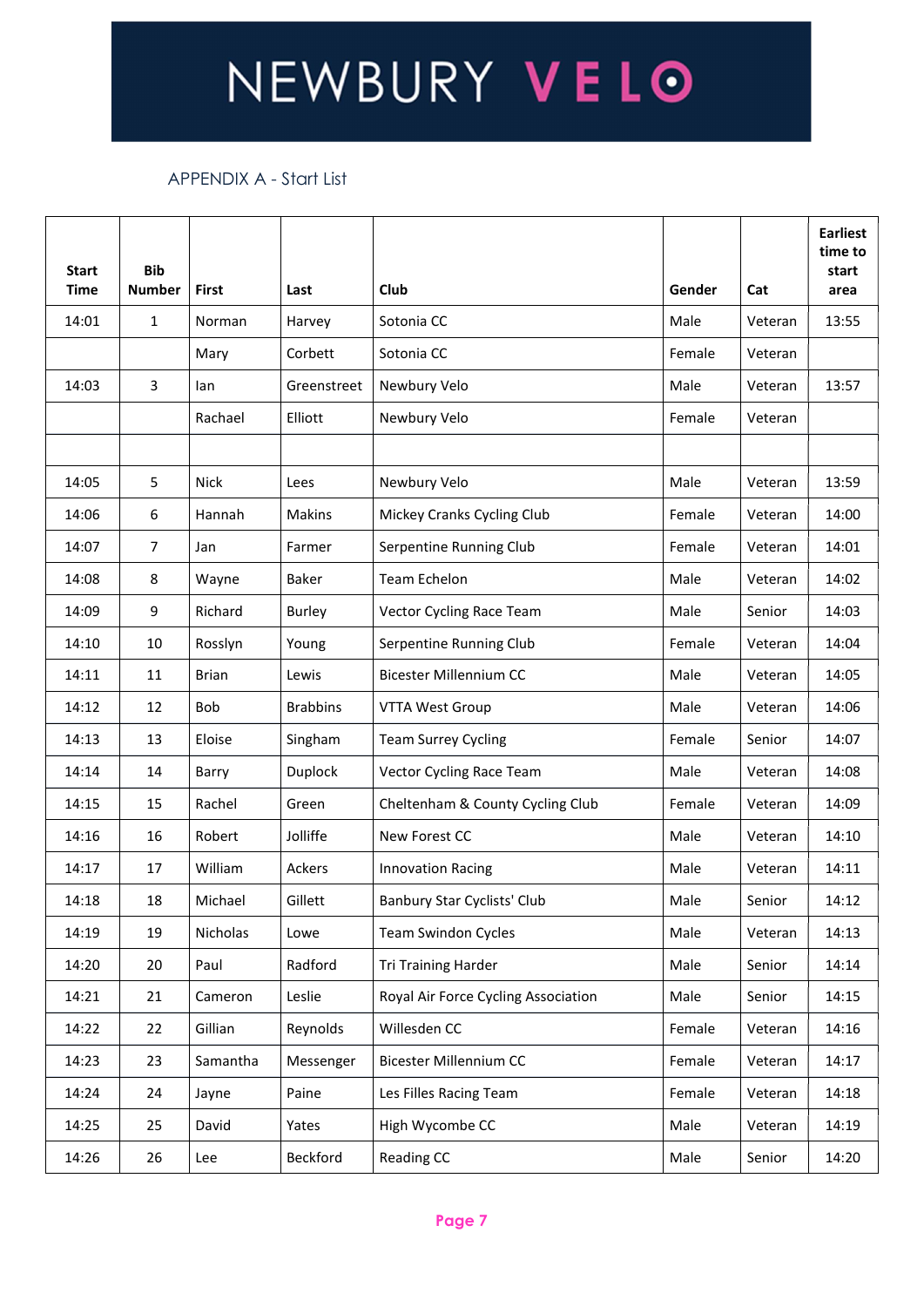# NEWBURY VELO

APPENDIX A - Start List

| Start Time | Bib Number | First | Last | Club | Gender | Cat | Earliest time to start area |
|---|---|---|---|---|---|---|---|
| 14:01 | 1 | Norman | Harvey | Sotonia CC | Male | Veteran | 13:55 |
| | | Mary | Corbett | Sotonia CC | Female | Veteran | |
| 14:03 | 3 | Ian | Greenstreet | Newbury Velo | Male | Veteran | 13:57 |
| | | Rachael | Elliott | Newbury Velo | Female | Veteran | |
| | | | | | | | |
| 14:05 | 5 | Nick | Lees | Newbury Velo | Male | Veteran | 13:59 |
| 14:06 | 6 | Hannah | Makins | Mickey Cranks Cycling Club | Female | Veteran | 14:00 |
| 14:07 | 7 | Jan | Farmer | Serpentine Running Club | Female | Veteran | 14:01 |
| 14:08 | 8 | Wayne | Baker | Team Echelon | Male | Veteran | 14:02 |
| 14:09 | 9 | Richard | Burley | Vector Cycling Race Team | Male | Senior | 14:03 |
| 14:10 | 10 | Rosslyn | Young | Serpentine Running Club | Female | Veteran | 14:04 |
| 14:11 | 11 | Brian | Lewis | Bicester Millennium CC | Male | Veteran | 14:05 |
| 14:12 | 12 | Bob | Brabbins | VTTA West Group | Male | Veteran | 14:06 |
| 14:13 | 13 | Eloise | Singham | Team Surrey Cycling | Female | Senior | 14:07 |
| 14:14 | 14 | Barry | Duplock | Vector Cycling Race Team | Male | Veteran | 14:08 |
| 14:15 | 15 | Rachel | Green | Cheltenham & County Cycling Club | Female | Veteran | 14:09 |
| 14:16 | 16 | Robert | Jolliffe | New Forest CC | Male | Veteran | 14:10 |
| 14:17 | 17 | William | Ackers | Innovation Racing | Male | Veteran | 14:11 |
| 14:18 | 18 | Michael | Gillett | Banbury Star Cyclists' Club | Male | Senior | 14:12 |
| 14:19 | 19 | Nicholas | Lowe | Team Swindon Cycles | Male | Veteran | 14:13 |
| 14:20 | 20 | Paul | Radford | Tri Training Harder | Male | Senior | 14:14 |
| 14:21 | 21 | Cameron | Leslie | Royal Air Force Cycling Association | Male | Senior | 14:15 |
| 14:22 | 22 | Gillian | Reynolds | Willesden CC | Female | Veteran | 14:16 |
| 14:23 | 23 | Samantha | Messenger | Bicester Millennium CC | Female | Veteran | 14:17 |
| 14:24 | 24 | Jayne | Paine | Les Filles Racing Team | Female | Veteran | 14:18 |
| 14:25 | 25 | David | Yates | High Wycombe CC | Male | Veteran | 14:19 |
| 14:26 | 26 | Lee | Beckford | Reading CC | Male | Senior | 14:20 |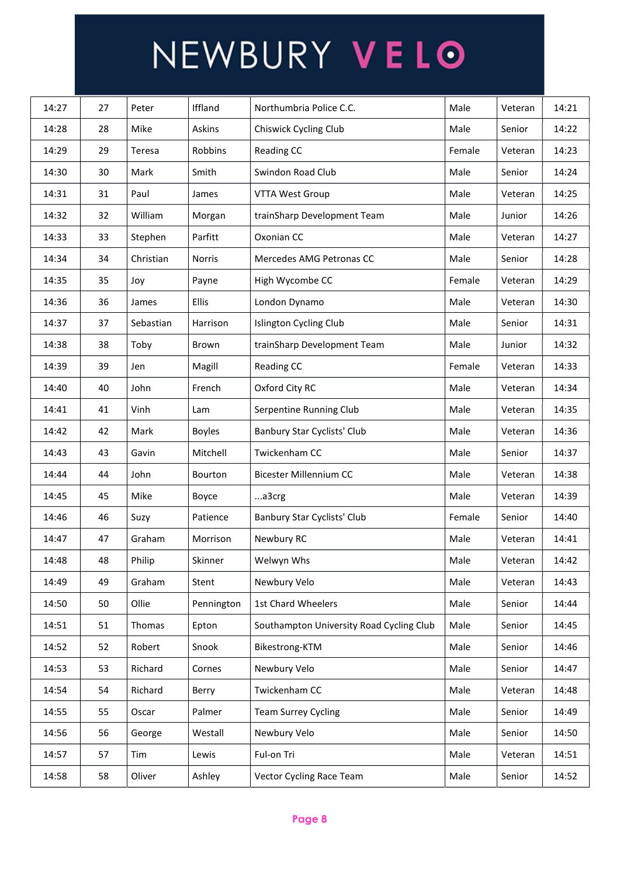# NEWBURY VELO

| 14:27 | 27 | Peter | Iffland | Northumbria Police C.C. | Male | Veteran | 14:21 |
|---|---|---|---|---|---|---|---|
| 14:28 | 28 | Mike | Askins | Chiswick Cycling Club | Male | Senior | 14:22 |
| 14:29 | 29 | Teresa | Robbins | Reading CC | Female | Veteran | 14:23 |
| 14:30 | 30 | Mark | Smith | Swindon Road Club | Male | Senior | 14:24 |
| 14:31 | 31 | Paul | James | VTTA West Group | Male | Veteran | 14:25 |
| 14:32 | 32 | William | Morgan | trainSharp Development Team | Male | Junior | 14:26 |
| 14:33 | 33 | Stephen | Parfitt | Oxonian CC | Male | Veteran | 14:27 |
| 14:34 | 34 | Christian | Norris | Mercedes AMG Petronas CC | Male | Senior | 14:28 |
| 14:35 | 35 | Joy | Payne | High Wycombe CC | Female | Veteran | 14:29 |
| 14:36 | 36 | James | Ellis | London Dynamo | Male | Veteran | 14:30 |
| 14:37 | 37 | Sebastian | Harrison | Islington Cycling Club | Male | Senior | 14:31 |
| 14:38 | 38 | Toby | Brown | trainSharp Development Team | Male | Junior | 14:32 |
| 14:39 | 39 | Jen | Magill | Reading CC | Female | Veteran | 14:33 |
| 14:40 | 40 | John | French | Oxford City RC | Male | Veteran | 14:34 |
| 14:41 | 41 | Vinh | Lam | Serpentine Running Club | Male | Veteran | 14:35 |
| 14:42 | 42 | Mark | Boyles | Banbury Star Cyclists' Club | Male | Veteran | 14:36 |
| 14:43 | 43 | Gavin | Mitchell | Twickenham CC | Male | Senior | 14:37 |
| 14:44 | 44 | John | Bourton | Bicester Millennium CC | Male | Veteran | 14:38 |
| 14:45 | 45 | Mike | Boyce | ...a3crg | Male | Veteran | 14:39 |
| 14:46 | 46 | Suzy | Patience | Banbury Star Cyclists' Club | Female | Senior | 14:40 |
| 14:47 | 47 | Graham | Morrison | Newbury RC | Male | Veteran | 14:41 |
| 14:48 | 48 | Philip | Skinner | Welwyn Whs | Male | Veteran | 14:42 |
| 14:49 | 49 | Graham | Stent | Newbury Velo | Male | Veteran | 14:43 |
| 14:50 | 50 | Ollie | Pennington | 1st Chard Wheelers | Male | Senior | 14:44 |
| 14:51 | 51 | Thomas | Epton | Southampton University Road Cycling Club | Male | Senior | 14:45 |
| 14:52 | 52 | Robert | Snook | Bikestrong-KTM | Male | Senior | 14:46 |
| 14:53 | 53 | Richard | Cornes | Newbury Velo | Male | Senior | 14:47 |
| 14:54 | 54 | Richard | Berry | Twickenham CC | Male | Veteran | 14:48 |
| 14:55 | 55 | Oscar | Palmer | Team Surrey Cycling | Male | Senior | 14:49 |
| 14:56 | 56 | George | Westall | Newbury Velo | Male | Senior | 14:50 |
| 14:57 | 57 | Tim | Lewis | Ful-on Tri | Male | Veteran | 14:51 |
| 14:58 | 58 | Oliver | Ashley | Vector Cycling Race Team | Male | Senior | 14:52 |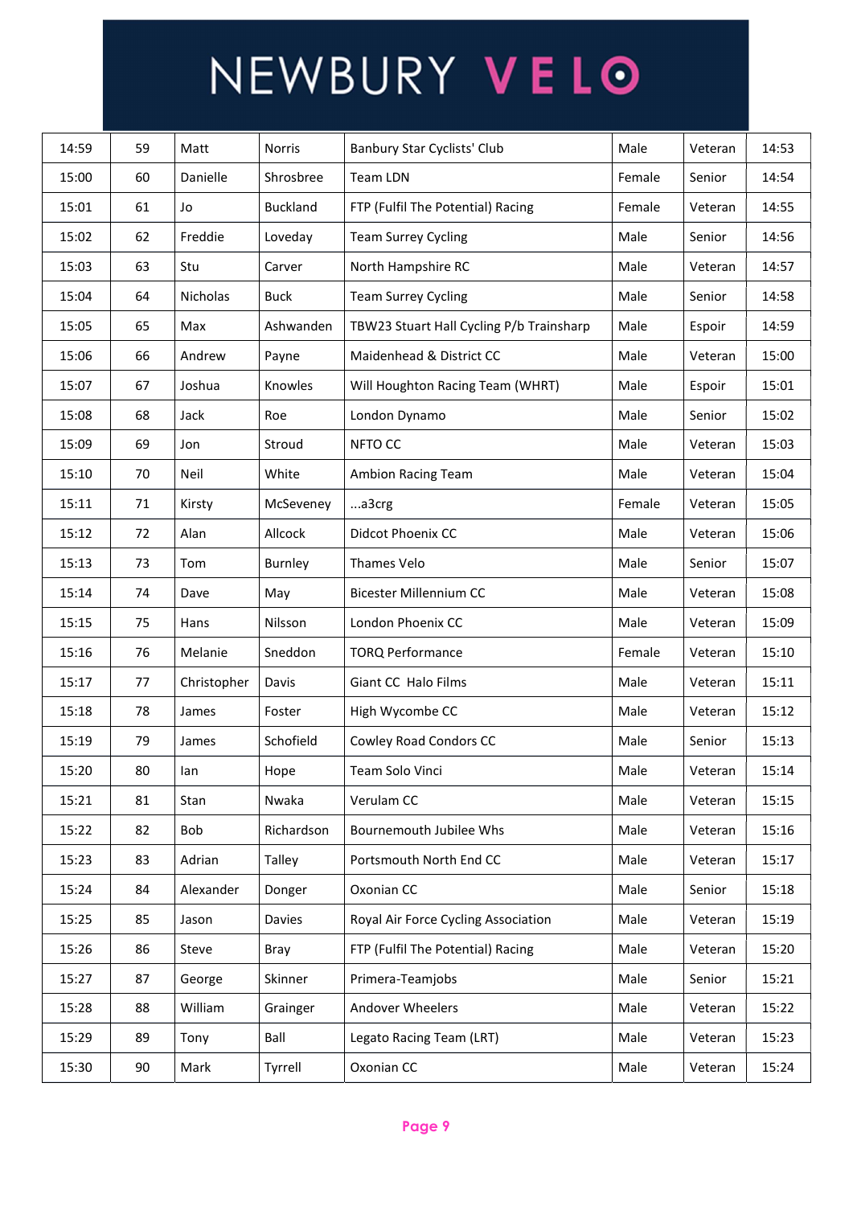# NEWBURY VELO

| | | | | | | | |
|---|---|---|---|---|---|---|---|
| 14:59 | 59 | Matt | Norris | Banbury Star Cyclists' Club | Male | Veteran | 14:53 |
| 15:00 | 60 | Danielle | Shrosbree | Team LDN | Female | Senior | 14:54 |
| 15:01 | 61 | Jo | Buckland | FTP (Fulfil The Potential) Racing | Female | Veteran | 14:55 |
| 15:02 | 62 | Freddie | Loveday | Team Surrey Cycling | Male | Senior | 14:56 |
| 15:03 | 63 | Stu | Carver | North Hampshire RC | Male | Veteran | 14:57 |
| 15:04 | 64 | Nicholas | Buck | Team Surrey Cycling | Male | Senior | 14:58 |
| 15:05 | 65 | Max | Ashwanden | TBW23 Stuart Hall Cycling P/b Trainsharp | Male | Espoir | 14:59 |
| 15:06 | 66 | Andrew | Payne | Maidenhead & District CC | Male | Veteran | 15:00 |
| 15:07 | 67 | Joshua | Knowles | Will Houghton Racing Team (WHRT) | Male | Espoir | 15:01 |
| 15:08 | 68 | Jack | Roe | London Dynamo | Male | Senior | 15:02 |
| 15:09 | 69 | Jon | Stroud | NFTO CC | Male | Veteran | 15:03 |
| 15:10 | 70 | Neil | White | Ambion Racing Team | Male | Veteran | 15:04 |
| 15:11 | 71 | Kirsty | McSeveney | ...a3crg | Female | Veteran | 15:05 |
| 15:12 | 72 | Alan | Allcock | Didcot Phoenix CC | Male | Veteran | 15:06 |
| 15:13 | 73 | Tom | Burnley | Thames Velo | Male | Senior | 15:07 |
| 15:14 | 74 | Dave | May | Bicester Millennium CC | Male | Veteran | 15:08 |
| 15:15 | 75 | Hans | Nilsson | London Phoenix CC | Male | Veteran | 15:09 |
| 15:16 | 76 | Melanie | Sneddon | TORQ Performance | Female | Veteran | 15:10 |
| 15:17 | 77 | Christopher | Davis | Giant CC Halo Films | Male | Veteran | 15:11 |
| 15:18 | 78 | James | Foster | High Wycombe CC | Male | Veteran | 15:12 |
| 15:19 | 79 | James | Schofield | Cowley Road Condors CC | Male | Senior | 15:13 |
| 15:20 | 80 | Ian | Hope | Team Solo Vinci | Male | Veteran | 15:14 |
| 15:21 | 81 | Stan | Nwaka | Verulam CC | Male | Veteran | 15:15 |
| 15:22 | 82 | Bob | Richardson | Bournemouth Jubilee Whs | Male | Veteran | 15:16 |
| 15:23 | 83 | Adrian | Talley | Portsmouth North End CC | Male | Veteran | 15:17 |
| 15:24 | 84 | Alexander | Donger | Oxonian CC | Male | Senior | 15:18 |
| 15:25 | 85 | Jason | Davies | Royal Air Force Cycling Association | Male | Veteran | 15:19 |
| 15:26 | 86 | Steve | Bray | FTP (Fulfil The Potential) Racing | Male | Veteran | 15:20 |
| 15:27 | 87 | George | Skinner | Primera-Teamjobs | Male | Senior | 15:21 |
| 15:28 | 88 | William | Grainger | Andover Wheelers | Male | Veteran | 15:22 |
| 15:29 | 89 | Tony | Ball | Legato Racing Team (LRT) | Male | Veteran | 15:23 |
| 15:30 | 90 | Mark | Tyrrell | Oxonian CC | Male | Veteran | 15:24 |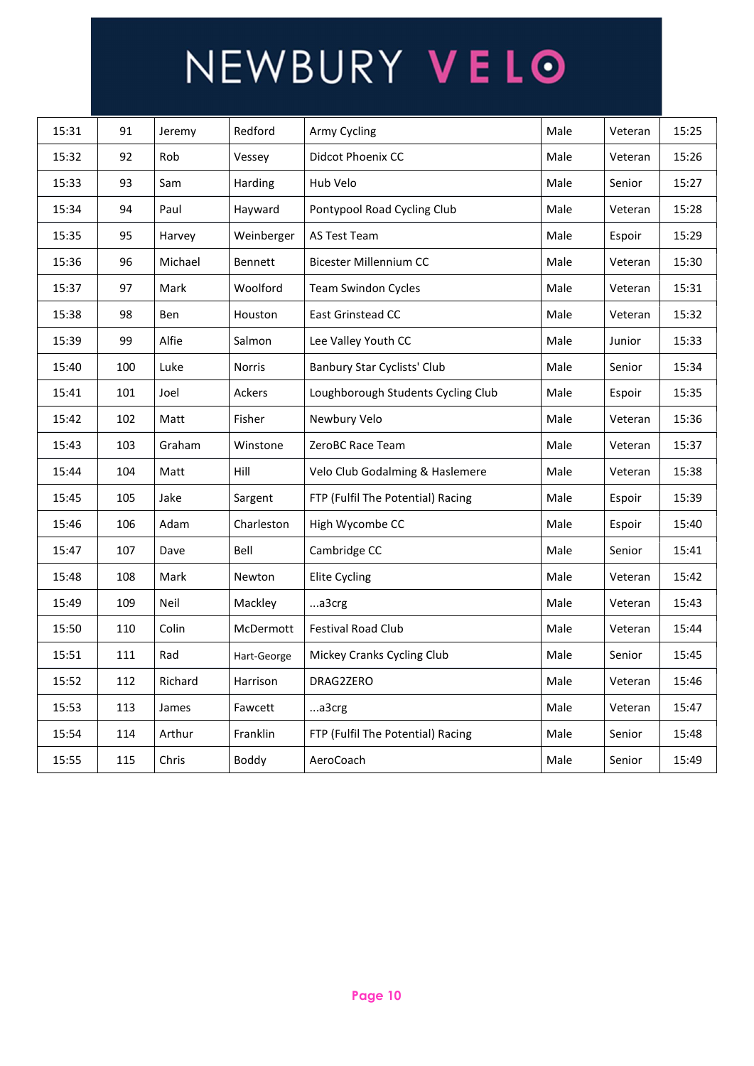# NEWBURY VELO

| | | | | | | | |
|---|---|---|---|---|---|---|---|
| 15:31 | 91 | Jeremy | Redford | Army Cycling | Male | Veteran | 15:25 |
| 15:32 | 92 | Rob | Vessey | Didcot Phoenix CC | Male | Veteran | 15:26 |
| 15:33 | 93 | Sam | Harding | Hub Velo | Male | Senior | 15:27 |
| 15:34 | 94 | Paul | Hayward | Pontypool Road Cycling Club | Male | Veteran | 15:28 |
| 15:35 | 95 | Harvey | Weinberger | AS Test Team | Male | Espoir | 15:29 |
| 15:36 | 96 | Michael | Bennett | Bicester Millennium CC | Male | Veteran | 15:30 |
| 15:37 | 97 | Mark | Woolford | Team Swindon Cycles | Male | Veteran | 15:31 |
| 15:38 | 98 | Ben | Houston | East Grinstead CC | Male | Veteran | 15:32 |
| 15:39 | 99 | Alfie | Salmon | Lee Valley Youth CC | Male | Junior | 15:33 |
| 15:40 | 100 | Luke | Norris | Banbury Star Cyclists' Club | Male | Senior | 15:34 |
| 15:41 | 101 | Joel | Ackers | Loughborough Students Cycling Club | Male | Espoir | 15:35 |
| 15:42 | 102 | Matt | Fisher | Newbury Velo | Male | Veteran | 15:36 |
| 15:43 | 103 | Graham | Winstone | ZeroBC Race Team | Male | Veteran | 15:37 |
| 15:44 | 104 | Matt | Hill | Velo Club Godalming & Haslemere | Male | Veteran | 15:38 |
| 15:45 | 105 | Jake | Sargent | FTP (Fulfil The Potential) Racing | Male | Espoir | 15:39 |
| 15:46 | 106 | Adam | Charleston | High Wycombe CC | Male | Espoir | 15:40 |
| 15:47 | 107 | Dave | Bell | Cambridge CC | Male | Senior | 15:41 |
| 15:48 | 108 | Mark | Newton | Elite Cycling | Male | Veteran | 15:42 |
| 15:49 | 109 | Neil | Mackley | ...a3crg | Male | Veteran | 15:43 |
| 15:50 | 110 | Colin | McDermott | Festival Road Club | Male | Veteran | 15:44 |
| 15:51 | 111 | Rad | Hart-George | Mickey Cranks Cycling Club | Male | Senior | 15:45 |
| 15:52 | 112 | Richard | Harrison | DRAG2ZERO | Male | Veteran | 15:46 |
| 15:53 | 113 | James | Fawcett | ...a3crg | Male | Veteran | 15:47 |
| 15:54 | 114 | Arthur | Franklin | FTP (Fulfil The Potential) Racing | Male | Senior | 15:48 |
| 15:55 | 115 | Chris | Boddy | AeroCoach | Male | Senior | 15:49 |